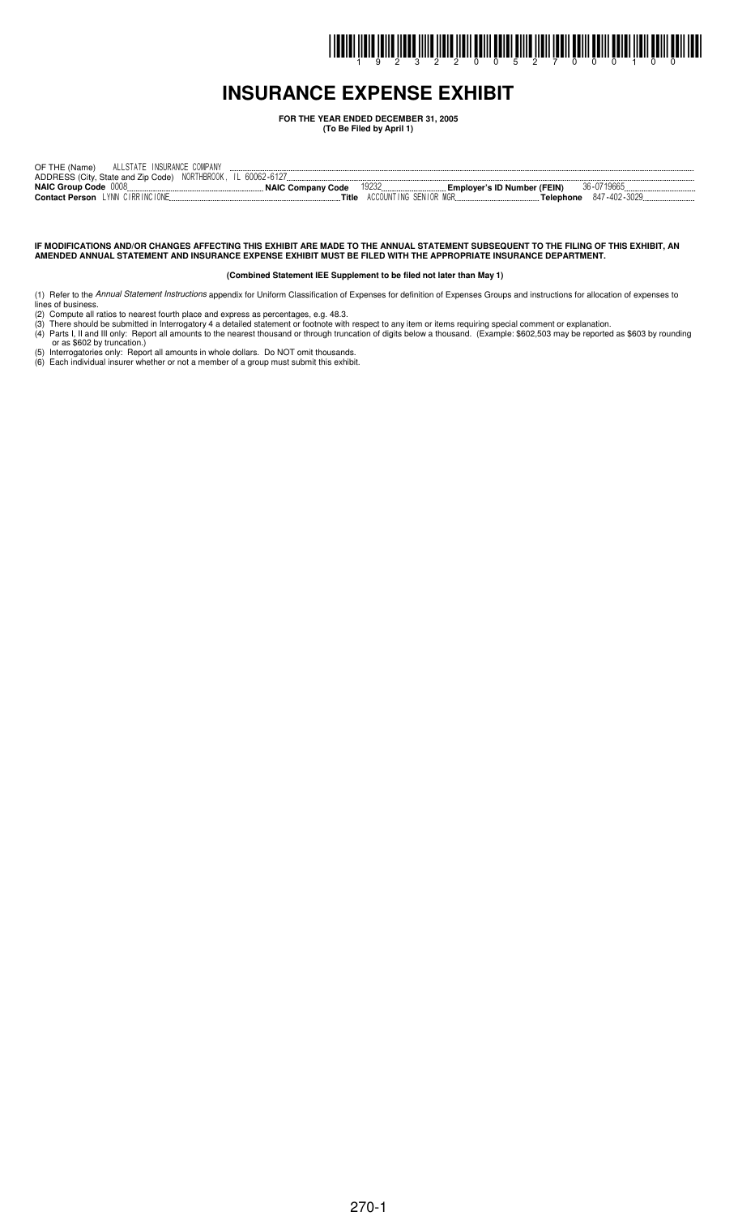# INSURANCE EXPENSE EXHIBIT

**FOR THE YEAR ENDED DECEMBER 31, 2005**
**(To Be Filed by April 1)**

OF THE (Name) ALLSTATE INSURANCE COMPANY
ADDRESS (City, State and Zip Code) NORTHBROOK, IL 60062-6127
**NAIC Group Code** 0008 **NAIC Company Code** 19232 **Employer's ID Number (FEIN)** 36-0719665
**Contact Person** LYNN CIRRINCIONE **Title** ACCOUNTING SENIOR MGR **Telephone** 847-402-3029

**IF MODIFICATIONS AND/OR CHANGES AFFECTING THIS EXHIBIT ARE MADE TO THE ANNUAL STATEMENT SUBSEQUENT TO THE FILING OF THIS EXHIBIT, AN AMENDED ANNUAL STATEMENT AND INSURANCE EXPENSE EXHIBIT MUST BE FILED WITH THE APPROPRIATE INSURANCE DEPARTMENT.**

**(Combined Statement IEE Supplement to be filed not later than May 1)**

(1) Refer to the *Annual Statement Instructions* appendix for Uniform Classification of Expenses for definition of Expenses Groups and instructions for allocation of expenses to lines of business.
(2) Compute all ratios to nearest fourth place and express as percentages, e.g. 48.3.
(3) There should be submitted in Interrogatory 4 a detailed statement or footnote with respect to any item or items requiring special comment or explanation.
(4) Parts I, II and III only: Report all amounts to the nearest thousand or through truncation of digits below a thousand. (Example: $602,503 may be reported as $603 by rounding or as $602 by truncation.)
(5) Interrogatories only: Report all amounts in whole dollars. Do NOT omit thousands.
(6) Each individual insurer whether or not a member of a group must submit this exhibit.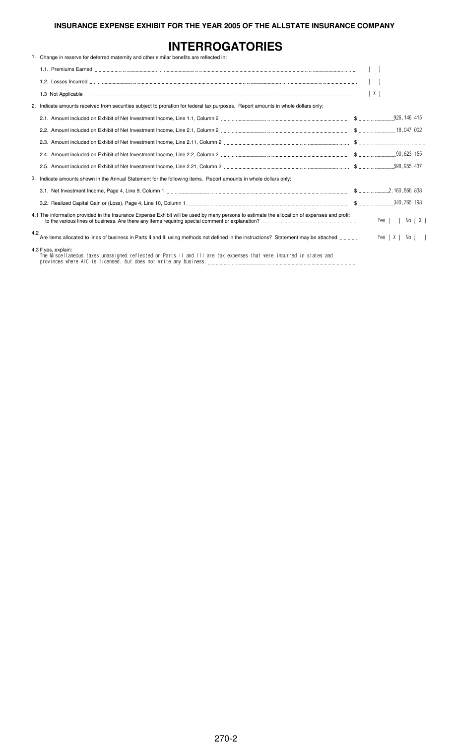**INSURANCE EXPENSE EXHIBIT FOR THE YEAR 2005 OF THE ALLSTATE INSURANCE COMPANY**

# INTERROGATORIES

1. Change in reserve for deferred maternity and other similar benefits are reflected in:

| | |
|---|---|
| 1.1. Premiums Earned | [ ] |
| 1.2. Losses Incurred | [ ] |
| 1.3 Not Applicable | [ X ] |

2. Indicate amounts received from securities subject to proration for federal tax purposes. Report amounts in whole dollars only:

| | |
|---|---|
| 2.1. Amount included on Exhibit of Net Investment Income, Line 1.1, Column 2 | $ 926,146,415 |
| 2.2. Amount included on Exhibit of Net Investment Income, Line 2.1, Column 2 | $ 18,047,002 |
| 2.3. Amount included on Exhibit of Net Investment Income, Line 2.11, Column 2 | $ |
| 2.4. Amount included on Exhibit of Net Investment Income, Line 2.2, Column 2 | $ 90,623,155 |
| 2.5. Amount included on Exhibit of Net Investment Income, Line 2.21, Column 2 | $ 598,955,437 |

3. Indicate amounts shown in the Annual Statement for the following items. Report amounts in whole dollars only:

| | |
|---|---|
| 3.1. Net Investment Income, Page 4, Line 9, Column 1 | $ 2,160,866,838 |
| 3.2. Realized Capital Gain or (Loss), Page 4, Line 10, Column 1 | $ 340,765,198 |

4.1 The information provided in the Insurance Expense Exhibit will be used by many persons to estimate the allocation of expenses and profit to the various lines of business. Are there any items requiring special comment or explanation? Yes [ ] No [ X ]

4.2 Are items allocated to lines of business in Parts II and III using methods not defined in the instructions? Statement may be attached Yes [ X ] No [ ]

4.3 If yes, explain:
The Miscellaneous taxes unassigned reflected on Parts II and III are tax expenses that were incurred in states and provinces where AIC is licensed, but does not write any business.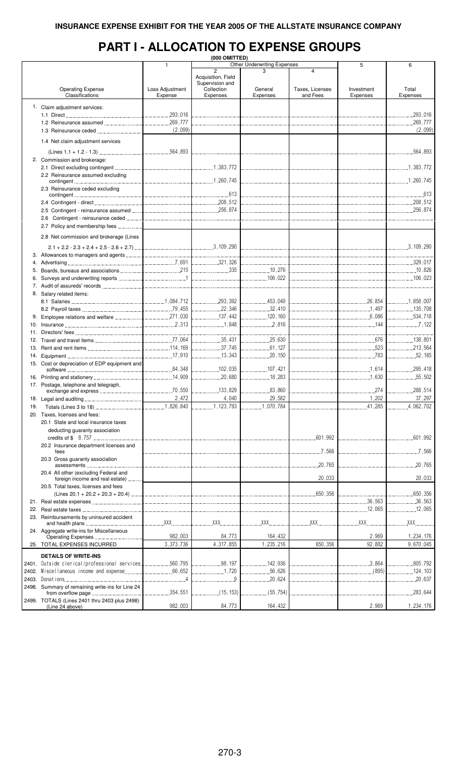INSURANCE EXPENSE EXHIBIT FOR THE YEAR 2005 OF THE ALLSTATE INSURANCE COMPANY

# PART I - ALLOCATION TO EXPENSE GROUPS

(000 OMITTED)

| Operating Expense Classifications | 1<br>Loss Adjustment Expense | Other Underwriting Expenses<br>2<br>Acquisition, Field Supervision and Collection Expenses | 3<br>General Expenses | 4<br>Taxes, Licenses and Fees | 5<br>Investment Expenses | 6<br>Total Expenses |
|---|---|---|---|---|---|---|
| 1. Claim adjustment services: | | | | | | |
| 1.1 Direct | 293,016 | | | | | 293,016 |
| 1.2 Reinsurance assumed | 269,777 | | | | | 269,777 |
| 1.3 Reinsurance ceded | (2,099) | | | | | (2,099) |
| 1.4 Net claim adjustment services (Lines 1.1 + 1.2 - 1.3) | 564,893 | | | | | 564,893 |
| 2. Commission and brokerage: | | | | | | |
| 2.1 Direct excluding contingent | | 1,383,772 | | | | 1,383,772 |
| 2.2 Reinsurance assumed excluding contingent | | 1,260,745 | | | | 1,260,745 |
| 2.3 Reinsurance ceded excluding contingent | | 613 | | | | 613 |
| 2.4 Contingent - direct | | 208,512 | | | | 208,512 |
| 2.5 Contingent - reinsurance assumed | | 256,874 | | | | 256,874 |
| 2.6 Contingent - reinsurance ceded | | | | | | |
| 2.7 Policy and membership fees | | | | | | |
| 2.8 Net commission and brokerage (Lines 2.1 + 2.2 - 2.3 + 2.4 + 2.5 - 2.6 + 2.7) | | 3,109,290 | | | | 3,109,290 |
| 3. Allowances to managers and agents | | | | | | |
| 4. Advertising | 7,691 | 321,326 | | | | 329,017 |
| 5. Boards, bureaus and associations | 215 | 335 | 10,276 | | | 10,826 |
| 6. Surveys and underwriting reports | 1 | | 106,022 | | | 106,023 |
| 7. Audit of assureds' records | | | | | | |
| 8. Salary related items: | | | | | | |
| 8.1 Salaries | 1,084,712 | 293,392 | 453,049 | | 26,854 | 1,858,007 |
| 8.2 Payroll taxes | 79,455 | 22,346 | 32,410 | | 1,497 | 135,708 |
| 9. Employee relations and welfare | 271,030 | 137,442 | 120,160 | | 6,086 | 534,718 |
| 10. Insurance | 2,313 | 1,848 | 2,816 | | 144 | 7,122 |
| 11. Directors' fees | | | | | | |
| 12. Travel and travel items | 77,064 | 35,431 | 25,630 | | 676 | 138,801 |
| 13. Rent and rent items | 114,169 | 37,745 | 61,127 | | 523 | 213,564 |
| 14. Equipment | 17,910 | 13,343 | 20,150 | | 783 | 52,185 |
| 15. Cost or depreciation of EDP equipment and software | 84,348 | 102,035 | 107,421 | | 1,614 | 295,418 |
| 16. Printing and stationery | 14,909 | 20,680 | 18,283 | | 1,630 | 55,502 |
| 17. Postage, telephone and telegraph, exchange and express | 70,550 | 133,829 | 83,860 | | 274 | 288,514 |
| 18. Legal and auditing | 2,472 | 4,040 | 29,582 | | 1,202 | 37,297 |
| 19. Totals (Lines 3 to 18) | 1,826,840 | 1,123,793 | 1,070,784 | | 41,285 | 4,062,702 |
| 20. Taxes, licenses and fees: | | | | | | |
| 20.1 State and local insurance taxes deducting guaranty association credits of $ 8,757 | | | | 601,992 | | 601,992 |
| 20.2 Insurance department licenses and fees | | | | 7,566 | | 7,566 |
| 20.3 Gross guaranty association assessments | | | | 20,765 | | 20,765 |
| 20.4 All other (excluding Federal and foreign income and real estate) | | | | 20,033 | | 20,033 |
| 20.5 Total taxes, licenses and fees (Lines 20.1 + 20.2 + 20.3 + 20.4) | | | | 650,356 | | 650,356 |
| 21. Real estate expenses | | | | | 36,563 | 36,563 |
| 22. Real estate taxes | | | | | 12,065 | 12,065 |
| 23. Reimbursements by uninsured accident and health plans | XXX | XXX | XXX | XXX | XXX | XXX |
| 24. Aggregate write-ins for Miscellaneous Operating Expenses | 982,003 | 84,773 | 164,432 | | 2,969 | 1,234,176 |
| 25. TOTAL EXPENSES INCURRED | 3,373,736 | 4,317,855 | 1,235,216 | 650,356 | 92,882 | 9,670,045 |
| **DETAILS OF WRITE-INS** | | | | | | |
| 2401. Outside clerical/professional services | 560,795 | 98,197 | 142,936 | | 3,864 | 805,792 |
| 2402. Miscellaneous income and expense | 66,652 | 1,720 | 56,626 | | (895) | 124,103 |
| 2403. Donations | 4 | 9 | 20,624 | | | 20,637 |
| 2498. Summary of remaining write-ins for Line 24 from overflow page | 354,551 | (15,153) | (55,754) | | | 283,644 |
| 2499. TOTALS (Lines 2401 thru 2403 plus 2498) (Line 24 above) | 982,003 | 84,773 | 164,432 | | 2,969 | 1,234,176 |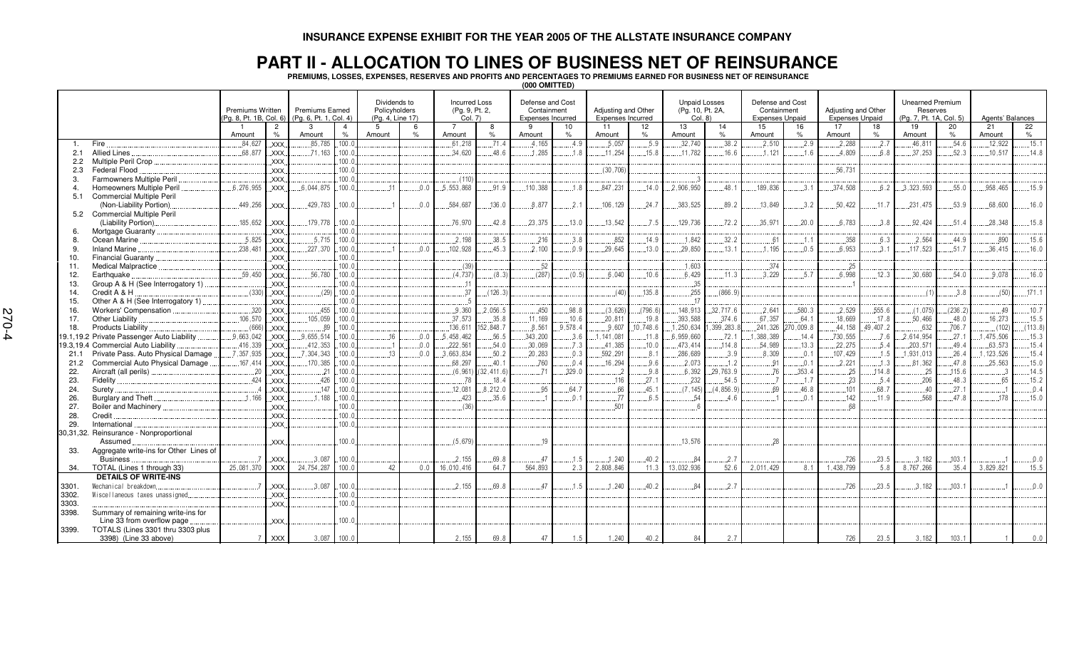**INSURANCE EXPENSE EXHIBIT FOR THE YEAR 2005 OF THE ALLSTATE INSURANCE COMPANY**

# PART II - ALLOCATION TO LINES OF BUSINESS NET OF REINSURANCE

**PREMIUMS, LOSSES, EXPENSES, RESERVES AND PROFITS AND PERCENTAGES TO PREMIUMS EARNED FOR BUSINESS NET OF REINSURANCE**

**(000 OMITTED)**

| | | Premiums Written (Pg. 8, Pt. 1B, Col. 6) | | Premiums Earned (Pg. 6, Pt. 1, Col. 4) | | Dividends to Policyholders (Pg. 4, Line 17) | | Incurred Loss (Pg. 9, Pt. 2, Col. 7) | | Defense and Cost Containment Expenses Incurred | | Adjusting and Other Expenses Incurred | | Unpaid Losses (Pg. 10, Pt. 2A, Col. 8) | | Defense and Cost Containment Expenses Unpaid | | Adjusting and Other Expenses Unpaid | | Unearned Premium Reserves (Pg. 7, Pt. 1A, Col. 5) | | Agents' Balances | |
|---|---|---|---|---|---|---|---|---|---|---|---|---|---|---|---|---|---|---|---|---|---|---|---|
| | | 1 | 2 | 3 | 4 | 5 | 6 | 7 | 8 | 9 | 10 | 11 | 12 | 13 | 14 | 15 | 16 | 17 | 18 | 19 | 20 | 21 | 22 |
| | | Amount | % | Amount | % | Amount | % | Amount | % | Amount | % | Amount | % | Amount | % | Amount | % | Amount | % | Amount | % | Amount | % |
| 1. | Fire | 84,627 | XXX | 85,785 | 100.0 | | | 61,218 | 71.4 | 4,165 | 4.9 | 5,057 | 5.9 | 32,740 | 38.2 | 2,510 | 2.9 | 2,288 | 2.7 | 46,811 | 54.6 | 12,922 | 15.1 |
| 2.1 | Allied Lines | 68,877 | XXX | 71,163 | 100.0 | | | 34,620 | 48.6 | 1,285 | 1.8 | 11,254 | 15.8 | 11,782 | 16.6 | 1,121 | 1.6 | 4,809 | 6.8 | 37,253 | 52.3 | 10,517 | 14.8 |
| 2.2 | Multiple Peril Crop | | XXX | | 100.0 | | | | | | | | | | | | | | | | | | |
| 2.3 | Federal Flood | | XXX | | 100.0 | | | | | | | (30,706) | | | | | | 56,731 | | | | | |
| 3. | Farmowners Multiple Peril | | XXX | | 100.0 | | | (110) | | | | | | 3 | | | | | | | | | |
| 4. | Homeowners Multiple Peril | 6,276,955 | XXX | 6,044,875 | 100.0 | 11 | 0.0 | 5,553,868 | 91.9 | 110,388 | 1.8 | 847,231 | 14.0 | 2,906,950 | 48.1 | 189,836 | 3.1 | 374,508 | 6.2 | 3,323,593 | 55.0 | 958,465 | 15.9 |
| 5.1 | Commercial Multiple Peril (Non-Liability Portion) | 449,256 | XXX | 429,783 | 100.0 | 1 | 0.0 | 584,687 | 136.0 | 8,877 | 2.1 | 106,129 | 24.7 | 383,525 | 89.2 | 13,849 | 3.2 | 50,422 | 11.7 | 231,475 | 53.9 | 68,600 | 16.0 |
| 5.2 | Commercial Multiple Peril (Liability Portion) | 185,652 | XXX | 179,778 | 100.0 | | | 76,970 | 42.8 | 23,375 | 13.0 | 13,542 | 7.5 | 129,736 | 72.2 | 35,971 | 20.0 | 6,783 | 3.8 | 92,424 | 51.4 | 28,348 | 15.8 |
| 6. | Mortgage Guaranty | | XXX | | 100.0 | | | | | | | | | | | | | | | | | | |
| 8. | Ocean Marine | 5,825 | XXX | 5,715 | 100.0 | | | 2,198 | 38.5 | 216 | 3.8 | 852 | 14.9 | 1,842 | 32.2 | 61 | 1.1 | 358 | 6.3 | 2,564 | 44.9 | 890 | 15.6 |
| 9. | Inland Marine | 238,481 | XXX | 227,370 | 100.0 | 1 | 0.0 | 102,928 | 45.3 | 2,100 | 0.9 | 29,645 | 13.0 | 29,850 | 13.1 | 1,195 | 0.5 | 6,953 | 3.1 | 117,523 | 51.7 | 36,415 | 16.0 |
| 10. | Financial Guaranty | | XXX | | 100.0 | | | | | | | | | | | | | | | | | | |
| 11. | Medical Malpractice | | XXX | | 100.0 | | | (39) | | 52 | | | | 1,603 | | 374 | | 25 | | | | | |
| 12. | Earthquake | 59,450 | XXX | 56,780 | 100.0 | | | (4,737) | (8.3) | (287) | (0.5) | 6,040 | 10.6 | 6,429 | 11.3 | 3,229 | 5.7 | 6,998 | 12.3 | 30,680 | 54.0 | 9,078 | 16.0 |
| 13. | Group A & H (See Interrogatory 1) | | XXX | | 100.0 | | | 11 | | | | | | 35 | | | | 1 | | | | | |
| 14. | Credit A & H | (330) | XXX | (29) | 100.0 | | | 37 | (126.3) | | | (40) | 135.8 | 255 | (866.9) | | | | | (1) | 3.8 | (50) | 171.1 |
| 15. | Other A & H (See Interrogatory 1) | | XXX | | 100.0 | | | 5 | | | | | | 17 | | | | | | | | | |
| 16. | Workers' Compensation | 320 | XXX | 455 | 100.0 | | | 9,360 | 2,056.5 | 450 | 98.8 | (3,626) | (796.6) | 148,913 | 32,717.6 | 2,641 | 580.3 | 2,529 | 555.6 | (1,075) | (236.2) | 49 | 10.7 |
| 17. | Other Liability | 106,570 | XXX | 105,059 | 100.0 | | | 37,573 | 35.8 | 11,169 | 10.6 | 20,811 | 19.8 | 393,588 | 374.6 | 67,357 | 64.1 | 18,669 | 17.8 | 50,466 | 48.0 | 16,273 | 15.5 |
| 18. | Products Liability | (666) | XXX | 89 | 100.0 | | | 136,611 | 152,848.7 | 8,561 | 9,578.4 | 9,607 | 10,748.6 | 1,250,634 | 1,399,283.8 | 241,326 | 270,009.8 | 44,158 | 49,407.2 | 632 | 706.7 | (102) | (113.8) |
| 19.1,19.2 | Private Passenger Auto Liability | 9,663,042 | XXX | 9,655,514 | 100.0 | 16 | 0.0 | 5,458,462 | 56.5 | 343,200 | 3.6 | 1,141,081 | 11.8 | 6,959,660 | 72.1 | 1,388,389 | 14.4 | 730,555 | 7.6 | 2,614,954 | 27.1 | 1,475,506 | 15.3 |
| 19.3,19.4 | Commercial Auto Liability | 416,339 | XXX | 412,353 | 100.0 | 1 | 0.0 | 222,561 | 54.0 | 30,069 | 7.3 | 41,385 | 10.0 | 473,414 | 114.8 | 54,989 | 13.3 | 22,275 | 5.4 | 203,571 | 49.4 | 63,573 | 15.4 |
| 21.1 | Private Pass. Auto Physical Damage | 7,357,935 | XXX | 7,304,343 | 100.0 | 13 | 0.0 | 3,663,834 | 50.2 | 20,283 | 0.3 | 592,291 | 8.1 | 286,689 | 3.9 | 8,309 | 0.1 | 107,429 | 1.5 | 1,931,013 | 26.4 | 1,123,526 | 15.4 |
| 21.2 | Commercial Auto Physical Damage | 167,414 | XXX | 170,385 | 100.0 | | | 68,297 | 40.1 | 760 | 0.4 | 16,294 | 9.6 | 2,073 | 1.2 | 91 | 0.1 | 2,221 | 1.3 | 81,362 | 47.8 | 25,563 | 15.0 |
| 22. | Aircraft (all perils) | 20 | XXX | 21 | 100.0 | | | (6,961) | (32,411.6) | 71 | 329.0 | 2 | 9.8 | 6,392 | 29,763.9 | 76 | 353.4 | 25 | 114.8 | 25 | 115.6 | 3 | 14.5 |
| 23. | Fidelity | 424 | XXX | 426 | 100.0 | | | 78 | 18.4 | | | 116 | 27.1 | 232 | 54.5 | 7 | 1.7 | 23 | 5.4 | 206 | 48.3 | 65 | 15.2 |
| 24. | Surety | 4 | XXX | 147 | 100.0 | | | 12,081 | 8,212.0 | 95 | 64.7 | 66 | 45.1 | (7,145) | (4,856.9) | 69 | 46.8 | 101 | 68.7 | 40 | 27.1 | 1 | 0.4 |
| 26. | Burglary and Theft | 1,166 | XXX | 1,188 | 100.0 | | | 423 | 35.6 | 1 | 0.1 | 77 | 6.5 | 54 | 4.6 | 1 | 0.1 | 142 | 11.9 | 568 | 47.8 | 178 | 15.0 |
| 27. | Boiler and Machinery | | XXX | | 100.0 | | | (36) | | | | 501 | | 6 | | | | 68 | | | | | |
| 28. | Credit | | XXX | | 100.0 | | | | | | | | | | | | | | | | | | |
| 29. | International | | XXX | | 100.0 | | | | | | | | | | | | | | | | | | |
| 30,31,32. | Reinsurance - Nonproportional Assumed | | XXX | | 100.0 | | | (5,679) | | 19 | | | | 13,576 | | 28 | | | | | | | |
| 33. | Aggregate write-ins for Other Lines of Business | 7 | XXX | 3,087 | 100.0 | | | 2,155 | 69.8 | 47 | 1.5 | 1,240 | 40.2 | 84 | 2.7 | | | 726 | 23.5 | 3,182 | 103.1 | 1 | 0.0 |
| 34. | TOTAL (Lines 1 through 33) | 25,081,370 | XXX | 24,754,287 | 100.0 | 42 | 0.0 | 16,010,416 | 64.7 | 564,893 | 2.3 | 2,808,846 | 11.3 | 13,032,936 | 52.6 | 2,011,429 | 8.1 | 1,438,799 | 5.8 | 8,767,266 | 35.4 | 3,829,821 | 15.5 |
| | **DETAILS OF WRITE-INS** | | | | | | | | | | | | | | | | | | | | | | |
| 3301. | Mechanical breakdown | 7 | XXX | 3,087 | 100.0 | | | 2,155 | 69.8 | 47 | 1.5 | 1,240 | 40.2 | 84 | 2.7 | | | 726 | 23.5 | 3,182 | 103.1 | 1 | 0.0 |
| 3302. | Miscellaneous taxes unassigned | | XXX | | 100.0 | | | | | | | | | | | | | | | | | | |
| 3303. | | | XXX | | 100.0 | | | | | | | | | | | | | | | | | | |
| 3398. | Summary of remaining write-ins for Line 33 from overflow page | | XXX | | 100.0 | | | | | | | | | | | | | | | | | | |
| 3399. | TOTALS (Lines 3301 thru 3303 plus 3398) (Line 33 above) | 7 | XXX | 3,087 | 100.0 | | | 2,155 | 69.8 | 47 | 1.5 | 1,240 | 40.2 | 84 | 2.7 | | | 726 | 23.5 | 3,182 | 103.1 | 1 | 0.0 |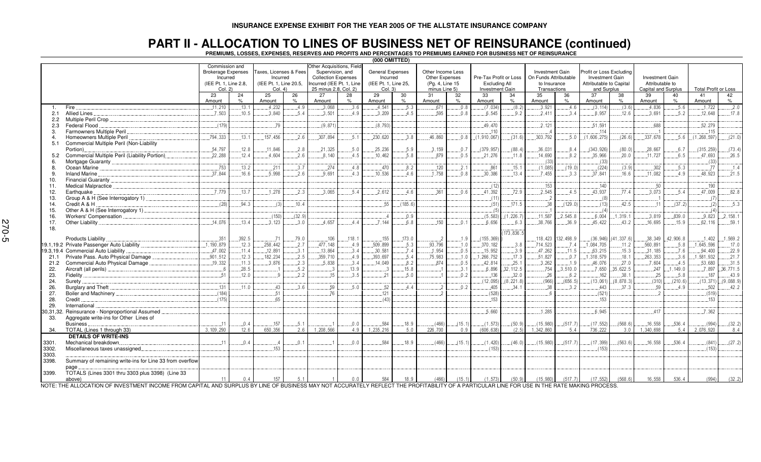INSURANCE EXPENSE EXHIBIT FOR THE YEAR 2005 OF THE ALLSTATE INSURANCE COMPANY

# PART II - ALLOCATION TO LINES OF BUSINESS NET OF REINSURANCE (continued)

PREMIUMS, LOSSES, EXPENSES, RESERVES AND PROFITS AND PERCENTAGES TO PREMIUMS EARNED FOR BUSINESS NET OF REINSURANCE

(000 OMITTED)

| | | Commission and Brokerage Expenses Incurred (IEE Pt. 1, Line 2.8, Col. 2) | | Taxes, Licenses & Fees Incurred (IEE Pt. 1, Line 20.5, Col. 4) | | Other Acquisitions, Field Supervision, and Collection Expenses Incurred (IEE Pt. 1, Line 25 minus 2.8, Col. 2) | | General Expenses Incurred (IEE Pt. 1, Line 25, Col. 3) | | Other Income Less Other Expenses (Pg. 4, Line 15 minus Line 5) | | Pre-Tax Profit or Loss Excluding All Investment Gain | | Investment Gain On Funds Attributable to Insurance Transactions | | Profit or Loss Excluding Investment Gain Attributable to Capital and Surplus | | Investment Gain Attributable to Capital and Surplus | | Total Profit or Loss | |
|---|---|---|---|---|---|---|---|---|---|---|---|---|---|---|---|---|---|---|---|---|---|
| | | 23 Amount | 24 % | 25 Amount | 26 % | 27 Amount | 28 % | 29 Amount | 30 % | 31 Amount | 32 % | 33 Amount | 34 % | 35 Amount | 36 % | 37 Amount | 38 % | 39 Amount | 40 % | 41 Amount | 42 % |
| 1. | Fire | 11,210 | 13.1 | 4,232 | 4.9 | 3,068 | 3.6 | 4,541 | 5.3 | 671 | 0.8 | (7,034) | (8.2) | 3,921 | 4.6 | (3,114) | (3.6) | 4,836 | 5.6 | 1,722 | 2.0 |
| 2.1 | Allied Lines | 7,503 | 10.5 | 3,840 | 5.4 | 3,501 | 4.9 | 3,209 | 4.5 | 595 | 0.8 | 6,545 | 9.2 | 2,411 | 3.4 | 8,957 | 12.6 | 3,691 | 5.2 | 12,648 | 17.8 |
| 2.2 | Multiple Peril Crop | | | | | | | | | | | | | | | | | | | | |
| 2.3 | Federal Flood | (179) | | 79 | | (9,871) | | (8,793) | | | | 49,470 | | 2,121 | | 51,591 | | 688 | | 52,279 | |
| 3. | Farmowners Multiple Peril | | | | | | | | | | | 110 | | 4 | | 114 | | 1 | | 115 | |
| 4. | Homeowners Multiple Peril | 794,333 | 13.1 | 157,456 | 2.6 | 307,894 | 5.1 | 230,620 | 3.8 | 46,860 | 0.8 | (1,910,067) | (31.6) | 303,792 | 5.0 | (1,606,275) | (26.6) | 337,678 | 5.6 | (1,268,597) | (21.0) |
| 5.1 | Commercial Multiple Peril (Non-Liability Portion) | 54,797 | 12.8 | 11,846 | 2.8 | 21,325 | 5.0 | 25,236 | 5.9 | 3,159 | 0.7 | (379,957) | (88.4) | 36,031 | 8.4 | (343,926) | (80.0) | 28,667 | 6.7 | (315,259) | (73.4) |
| 5.2 | Commercial Multiple Peril (Liability Portion) | 22,288 | 12.4 | 4,604 | 2.6 | 8,140 | 4.5 | 10,462 | 5.8 | 879 | 0.5 | 21,276 | 11.8 | 14,690 | 8.2 | 35,966 | 20.0 | 11,727 | 6.5 | 47,693 | 26.5 |
| 6. | Mortgage Guaranty | | | | | | | | | | | | | (33) | | (33) | | | | (33) | |
| 8. | Ocean Marine | 753 | 13.2 | 211 | 3.7 | 274 | 4.8 | 470 | 8.2 | 120 | 2.1 | 861 | 15.1 | (1,085) | (19.0) | (224) | (3.9) | 302 | 5.3 | 77 | 1.4 |
| 9. | Inland Marine | 37,844 | 16.6 | 5,998 | 2.6 | 9,691 | 4.3 | 10,536 | 4.6 | 1,758 | 0.8 | 30,386 | 13.4 | 7,455 | 3.3 | 37,841 | 16.6 | 11,082 | 4.9 | 48,923 | 21.5 |
| 10. | Financial Guaranty | | | | | | | | | | | | | | | | | | | | |
| 11. | Medical Malpractice | | | | | | | | | | | (12) | | 153 | | 140 | | 50 | | 190 | |
| 12. | Earthquake | 7,779 | 13.7 | 1,278 | 2.3 | 3,065 | 5.4 | 2,612 | 4.6 | 361 | 0.6 | 41,392 | 72.9 | 2,545 | 4.5 | 43,937 | 77.4 | 3,073 | 5.4 | 47,009 | 82.8 |
| 13. | Group A & H (See Interrogatory 1) | | | | | | | | | | | (11) | | 2 | | (8) | | 1 | | (7) | |
| 14. | Credit A & H | (28) | 94.3 | (3) | 10.4 | | | 55 | (185.6) | | | (51) | 171.5 | 38 | (129.0) | (13) | 42.5 | 11 | (37.2) | (2) | 5.3 |
| 15. | Other A & H (See Interrogatory 1) | | | | | | | | | | | (5) | | 1 | | (4) | | | | (4) | |
| 16. | Workers' Compensation | | | (150) | (32.9) | | | 4 | 0.9 | | | (5,583) | (1,226.7) | 11,587 | 2,545.8 | 6,004 | 1,319.1 | 3,819 | 839.0 | 9,823 | 2,158.1 |
| 17. | Other Liability | 14,076 | 13.4 | 3,123 | 3.0 | 4,657 | 4.4 | 7,144 | 6.8 | 150 | 0.1 | 6,656 | 6.3 | 38,766 | 36.9 | 45,422 | 43.2 | 16,695 | 15.9 | 62,116 | 59.1 |
| 18. | Products Liability | 351 | 392.5 | 71 | 79.0 | 106 | 118.1 | 155 | 173.0 | 2 | 1.9 | (155,369) | (173,836.5) | 118,423 | 132,498.9 | (36,946) | (41,337.6) | 38,349 | 42,906.8 | 1,402 | 1,569.2 |
| 19.1,19.2 | Private Passenger Auto Liability | 1,190,879 | 12.3 | 258,442 | 2.7 | 477,148 | 4.9 | 509,899 | 5.3 | 93,796 | 1.0 | 370,182 | 3.8 | 714,523 | 7.4 | 1,084,705 | 11.2 | 560,891 | 5.8 | 1,645,596 | 17.0 |
| 19.3,19.4 | Commercial Auto Liability | 47,002 | 11.4 | 12,891 | 3.1 | 13,864 | 3.4 | 30,581 | 7.4 | 1,954 | 0.5 | 15,952 | 3.9 | 47,262 | 11.5 | 63,215 | 15.3 | 31,185 | 7.6 | 94,400 | 22.9 |
| 21.1 | Private Pass. Auto Physical Damage | 901,512 | 12.3 | 182,234 | 2.5 | 359,710 | 4.9 | 393,697 | 5.4 | 75,983 | 1.0 | 1,266,752 | 17.3 | 51,827 | 0.7 | 1,318,579 | 18.1 | 263,353 | 3.6 | 1,581,932 | 21.7 |
| 21.2 | Commercial Auto Physical Damage | 19,332 | 11.3 | 3,876 | 2.3 | 5,838 | 3.4 | 14,049 | 8.2 | 874 | 0.5 | 42,814 | 25.1 | 3,262 | 1.9 | 46,076 | 27.0 | 7,604 | 4.5 | 53,680 | 31.5 |
| 22. | Aircraft (all perils) | 6 | 28.5 | 1 | 5.2 | 3 | 13.9 | 3 | 15.8 | 1 | 3.1 | 6,896 | 32,112.5 | 754 | 3,510.0 | 7,650 | 35,622.5 | 247 | 1,149.0 | 7,897 | 36,771.5 |
| 23. | Fidelity | 51 | 12.0 | 9 | 2.2 | 15 | 3.5 | 21 | 5.0 | 1 | 0.2 | 136 | 32.0 | 26 | 6.2 | 162 | 38.1 | 25 | 5.8 | 187 | 43.9 |
| 24. | Surety | | | | | | | | | | | (12,095) | (8,221.8) | (966) | (656.5) | (13,061) | (8,878.3) | (310) | (210.6) | (13,371) | (9,088.9) |
| 26. | Burglary and Theft | 131 | 11.0 | 43 | 3.6 | 59 | 5.0 | 52 | 4.4 | 2 | 0.2 | 405 | 34.1 | 38 | 3.2 | 443 | 37.3 | 59 | 4.9 | 502 | 42.2 |
| 27. | Boiler and Machinery | (184) | | 51 | | 76 | | 121 | | 2 | | (528) | | 6 | | (521) | | 2 | | (519) | |
| 28. | Credit | (175) | | 65 | | | | (43) | | | | 153 | | | | 153 | | | | 153 | |
| 29. | International | | | | | | | | | | | | | | | | | | | | |
| 30,31,32. | Reinsurance - Nonproportional Assumed | | | | | | | | | | | 5,660 | | 1,285 | | 6,945 | | 417 | | 7,362 | |
| 33. | Aggregate write-ins for Other Lines of Business | 11 | 0.4 | 157 | 5.1 | 1 | 0.0 | 584 | 18.9 | (466) | (15.1) | (1,573) | (50.9) | (15,980) | (517.7) | (17,552) | (568.6) | 16,558 | 536.4 | (994) | (32.2) |
| 34. | TOTAL (Lines 1 through 33) | 3,109,290 | 12.6 | 650,356 | 2.6 | 1,208,566 | 4.9 | 1,235,216 | 5.0 | 226,700 | 0.9 | (606,638) | (2.5) | 1,342,860 | 5.4 | 736,222 | 3.0 | 1,340,698 | 5.4 | 2,076,920 | 8.4 |
| | **DETAILS OF WRITE-INS** | | | | | | | | | | | | | | | | | | | | |
| 3301. | Mechanical breakdown | 11 | 0.4 | 4 | 0.1 | 1 | 0.0 | 584 | 18.9 | (466) | (15.1) | (1,420) | (46.0) | (15,980) | (517.7) | (17,399) | (563.6) | 16,558 | 536.4 | (841) | (27.2) |
| 3302. | Miscellaneous taxes unassigned | | | 153 | | | | | | | | (153) | | | | (153) | | | | (153) | |
| 3303. | | | | | | | | | | | | | | | | | | | | | |
| 3398. | Summary of remaining write-ins for Line 33 from overflow page | | | | | | | | | | | | | | | | | | | | |
| 3399. | TOTALS (Lines 3301 thru 3303 plus 3398) (Line 33 above) | 11 | 0.4 | 157 | 5.1 | 1 | 0.0 | 584 | 18.9 | (466) | (15.1) | (1,573) | (50.9) | (15,980) | (517.7) | (17,552) | (568.6) | 16,558 | 536.4 | (994) | (32.2) |

NOTE: THE ALLOCATION OF INVESTMENT INCOME FROM CAPITAL AND SURPLUS BY LINE OF BUSINESS MAY NOT ACCURATELY REFLECT THE PROFITABILITY OF A PARTICULAR LINE FOR USE IN THE RATE MAKING PROCESS.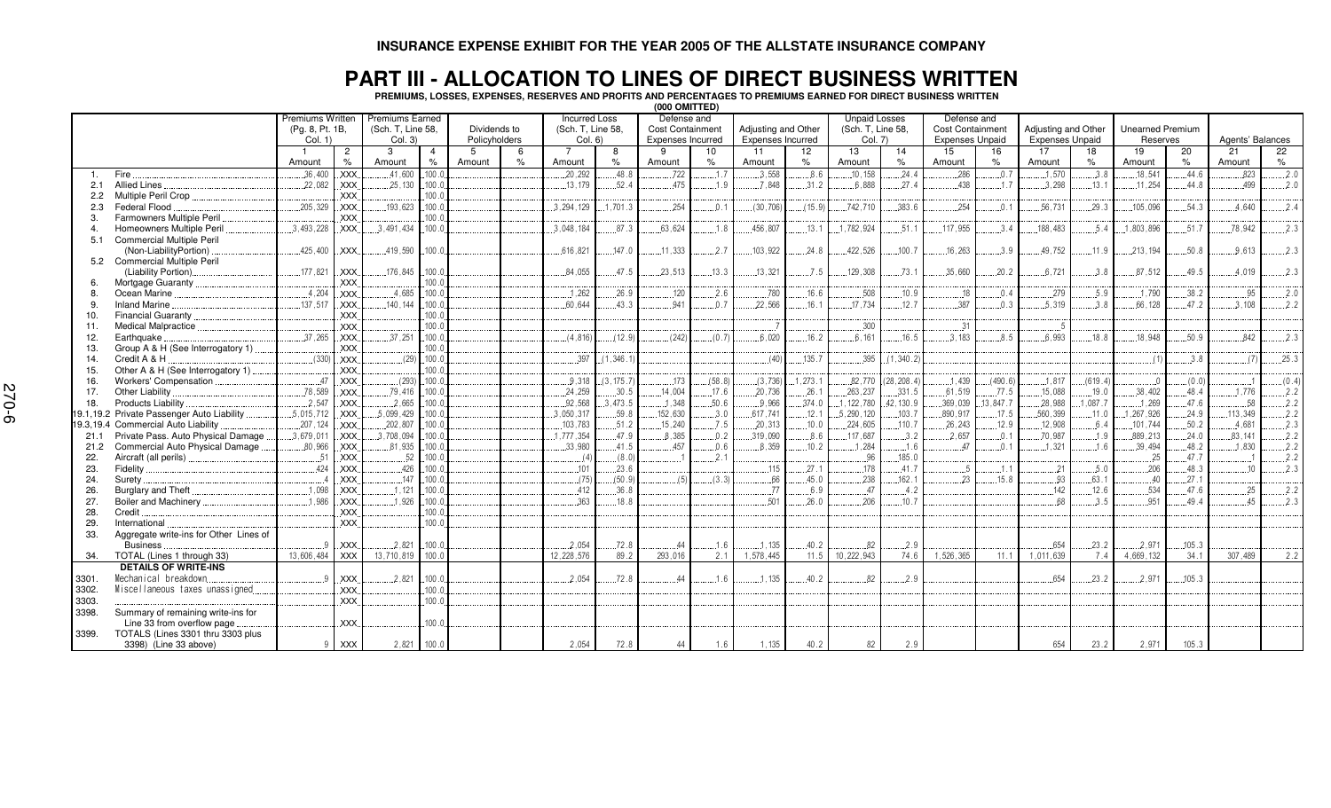**INSURANCE EXPENSE EXHIBIT FOR THE YEAR 2005 OF THE ALLSTATE INSURANCE COMPANY**

# PART III - ALLOCATION TO LINES OF DIRECT BUSINESS WRITTEN

**PREMIUMS, LOSSES, EXPENSES, RESERVES AND PROFITS AND PERCENTAGES TO PREMIUMS EARNED FOR DIRECT BUSINESS WRITTEN**

**(000 OMITTED)**

| | | Premiums Written (Pg. 8, Pt. 1B, Col. 1) | | Premiums Earned (Sch. T, Line 58, Col. 3) | | Dividends to Policyholders | | Incurred Loss (Sch. T, Line 58, Col. 6) | | Defense and Cost Containment Expenses Incurred | | Adjusting and Other Expenses Incurred | | Unpaid Losses (Sch. T, Line 58, Col. 7) | | Defense and Cost Containment Expenses Unpaid | | Adjusting and Other Expenses Unpaid | | Unearned Premium Reserves | | Agents' Balances | |
|---|---|---|---|---|---|---|---|---|---|---|---|---|---|---|---|---|---|---|---|---|---|---|---|
| | | 1 | 2 | 3 | 4 | 5 | 6 | 7 | 8 | 9 | 10 | 11 | 12 | 13 | 14 | 15 | 16 | 17 | 18 | 19 | 20 | 21 | 22 |
| | | Amount | % | Amount | % | Amount | % | Amount | % | Amount | % | Amount | % | Amount | % | Amount | % | Amount | % | Amount | % | Amount | % |
| 1. | Fire | 36,400 | XXX | 41,600 | 100.0 | | | 20,292 | 48.8 | 722 | 1.7 | 3,558 | 8.6 | 10,158 | 24.4 | 286 | 0.7 | 1,570 | 3.8 | 18,541 | 44.6 | 823 | 2.0 |
| 2.1 | Allied Lines | 22,082 | XXX | 25,130 | 100.0 | | | 13,179 | 52.4 | 475 | 1.9 | 7,848 | 31.2 | 6,888 | 27.4 | 438 | 1.7 | 3,298 | 13.1 | 11,254 | 44.8 | 499 | 2.0 |
| 2.2 | Multiple Peril Crop | | XXX | | 100.0 | | | | | | | | | | | | | | | | | | |
| 2.3 | Federal Flood | 205,329 | XXX | 193,623 | 100.0 | | | 3,294,129 | 1,701.3 | 254 | 0.1 | (30,706) | (15.9) | 742,710 | 383.6 | 254 | 0.1 | 56,731 | 29.3 | 105,096 | 54.3 | 4,640 | 2.4 |
| 3. | Farmowners Multiple Peril | | XXX | | 100.0 | | | | | | | | | | | | | | | | | | |
| 4. | Homeowners Multiple Peril | 3,493,228 | XXX | 3,491,434 | 100.0 | | | 3,048,184 | 87.3 | 63,624 | 1.8 | 456,807 | 13.1 | 1,782,924 | 51.1 | 117,955 | 3.4 | 188,483 | 5.4 | 1,803,896 | 51.7 | 78,942 | 2.3 |
| 5.1 | Commercial Multiple Peril (Non-LiabilityPortion) | 425,400 | XXX | 419,590 | 100.0 | | | 616,821 | 147.0 | 11,333 | 2.7 | 103,922 | 24.8 | 422,526 | 100.7 | 16,263 | 3.9 | 49,752 | 11.9 | 213,194 | 50.8 | 9,613 | 2.3 |
| 5.2 | Commercial Multiple Peril (Liability Portion) | 177,821 | XXX | 176,845 | 100.0 | | | 84,055 | 47.5 | 23,513 | 13.3 | 13,321 | 7.5 | 129,308 | 73.1 | 35,660 | 20.2 | 6,721 | 3.8 | 87,512 | 49.5 | 4,019 | 2.3 |
| 6. | Mortgage Guaranty | | XXX | | 100.0 | | | | | | | | | | | | | | | | | | |
| 8. | Ocean Marine | 4,204 | XXX | 4,685 | 100.0 | | | 1,262 | 26.9 | 120 | 2.6 | 780 | 16.6 | 508 | 10.9 | 18 | 0.4 | 279 | 5.9 | 1,790 | 38.2 | 95 | 2.0 |
| 9. | Inland Marine | 137,517 | XXX | 140,144 | 100.0 | | | 60,644 | 43.3 | 941 | 0.7 | 22,566 | 16.1 | 17,734 | 12.7 | 387 | 0.3 | 5,319 | 3.8 | 66,128 | 47.2 | 3,108 | 2.2 |
| 10. | Financial Guaranty | | XXX | | 100.0 | | | | | | | | | | | | | | | | | | |
| 11. | Medical Malpractice | | XXX | | 100.0 | | | | | | | 7 | | 300 | | 31 | | 5 | | | | | |
| 12. | Earthquake | 37,265 | XXX | 37,251 | 100.0 | | | (4,816) | (12.9) | (242) | (0.7) | 6,020 | 16.2 | 6,161 | 16.5 | 3,183 | 8.5 | 6,993 | 18.8 | 18,948 | 50.9 | 842 | 2.3 |
| 13. | Group A & H (See Interrogatory 1) | | XXX | | 100.0 | | | | | | | | | | | | | | | | | | |
| 14. | Credit A & H | (330) | XXX | (29) | 100.0 | | | 397 | (1,346.1) | | | (40) | 135.7 | 395 | (1,340.2) | | | | | (1) | 3.8 | (7) | 25.3 |
| 15. | Other A & H (See Interrogatory 1) | | XXX | | 100.0 | | | | | | | | | | | | | | | | | | |
| 16. | Workers' Compensation | 47 | XXX | (293) | 100.0 | | | 9,318 | (3,175.7) | 173 | (58.8) | (3,736) | 1,273.1 | 82,770 | (28,208.4) | 1,439 | (490.6) | 1,817 | (619.4) | 0 | (0.0) | 1 | (0.4) |
| 17. | Other Liability | 78,589 | XXX | 79,416 | 100.0 | | | 24,259 | 30.5 | 14,004 | 17.6 | 20,736 | 26.1 | 263,237 | 331.5 | 61,519 | 77.5 | 15,088 | 19.0 | 38,402 | 48.4 | 1,776 | 2.2 |
| 18. | Products Liability | 2,547 | XXX | 2,665 | 100.0 | | | 92,568 | 3,473.5 | 1,348 | 50.6 | 9,966 | 374.0 | 1,122,780 | 42,130.9 | 369,039 | 13,847.7 | 28,988 | 1,087.7 | 1,269 | 47.6 | 58 | 2.2 |
| 19.1,19.2 | Private Passenger Auto Liability | 5,015,712 | XXX | 5,099,429 | 100.0 | | | 3,050,317 | 59.8 | 152,630 | 3.0 | 617,741 | 12.1 | 5,290,120 | 103.7 | 890,917 | 17.5 | 560,399 | 11.0 | 1,267,926 | 24.9 | 113,349 | 2.2 |
| 19.3,19.4 | Commercial Auto Liability | 207,124 | XXX | 202,807 | 100.0 | | | 103,783 | 51.2 | 15,240 | 7.5 | 20,313 | 10.0 | 224,605 | 110.7 | 26,243 | 12.9 | 12,908 | 6.4 | 101,744 | 50.2 | 4,681 | 2.3 |
| 21.1 | Private Pass. Auto Physical Damage | 3,679,011 | XXX | 3,708,094 | 100.0 | | | 1,777,354 | 47.9 | 8,385 | 0.2 | 319,090 | 8.6 | 117,687 | 3.2 | 2,657 | 0.1 | 70,987 | 1.9 | 889,213 | 24.0 | 83,141 | 2.2 |
| 21.2 | Commercial Auto Physical Damage | 80,966 | XXX | 81,935 | 100.0 | | | 33,980 | 41.5 | 457 | 0.6 | 8,359 | 10.2 | 1,284 | 1.6 | 47 | 0.1 | 1,321 | 1.6 | 39,494 | 48.2 | 1,830 | 2.2 |
| 22. | Aircraft (all perils) | 51 | XXX | 52 | 100.0 | | | (4) | (8.0) | 1 | 2.1 | | | 96 | 185.0 | | | | | 25 | 47.7 | 1 | 2.2 |
| 23. | Fidelity | 424 | XXX | 426 | 100.0 | | | 101 | 23.6 | | | 115 | 27.1 | 178 | 41.7 | 5 | 1.1 | 21 | 5.0 | 206 | 48.3 | 10 | 2.3 |
| 24. | Surety | 4 | XXX | 147 | 100.0 | | | (75) | (50.9) | (5) | (3.3) | 66 | 45.0 | 238 | 162.1 | 23 | 15.8 | 93 | 63.1 | 40 | 27.1 | | |
| 26. | Burglary and Theft | 1,098 | XXX | 1,121 | 100.0 | | | 412 | 36.8 | | | 77 | 6.9 | 47 | 4.2 | | | 142 | 12.6 | 534 | 47.6 | 25 | 2.2 |
| 27. | Boiler and Machinery | 1,986 | XXX | 1,926 | 100.0 | | | 363 | 18.8 | | | 501 | 26.0 | 206 | 10.7 | | | 68 | 3.5 | 951 | 49.4 | 45 | 2.3 |
| 28. | Credit | | XXX | | 100.0 | | | | | | | | | | | | | | | | | | |
| 29. | International | | XXX | | 100.0 | | | | | | | | | | | | | | | | | | |
| 33. | Aggregate write-ins for Other Lines of Business | 9 | XXX | 2,821 | 100.0 | | | 2,054 | 72.8 | 44 | 1.6 | 1,135 | 40.2 | 82 | 2.9 | | | 654 | 23.2 | 2,971 | 105.3 | | |
| 34. | TOTAL (Lines 1 through 33) | 13,606,484 | XXX | 13,710,819 | 100.0 | | | 12,228,576 | 89.2 | 293,016 | 2.1 | 1,578,445 | 11.5 | 10,222,943 | 74.6 | 1,526,365 | 11.1 | 1,011,639 | 7.4 | 4,669,132 | 34.1 | 307,489 | 2.2 |
| | **DETAILS OF WRITE-INS** | | | | | | | | | | | | | | | | | | | | | | |
| 3301. | Mechanical breakdown | 9 | XXX | 2,821 | 100.0 | | | 2,054 | 72.8 | 44 | 1.6 | 1,135 | 40.2 | 82 | 2.9 | | | 654 | 23.2 | 2,971 | 105.3 | | |
| 3302. | Miscellaneous taxes unassigned | | XXX | | 100.0 | | | | | | | | | | | | | | | | | | |
| 3303. | | | XXX | | 100.0 | | | | | | | | | | | | | | | | | | |
| 3398. | Summary of remaining write-ins for Line 33 from overflow page | | XXX | | 100.0 | | | | | | | | | | | | | | | | | | |
| 3399. | TOTALS (Lines 3301 thru 3303 plus 3398) (Line 33 above) | 9 | XXX | 2,821 | 100.0 | | | 2,054 | 72.8 | 44 | 1.6 | 1,135 | 40.2 | 82 | 2.9 | | | 654 | 23.2 | 2,971 | 105.3 | | |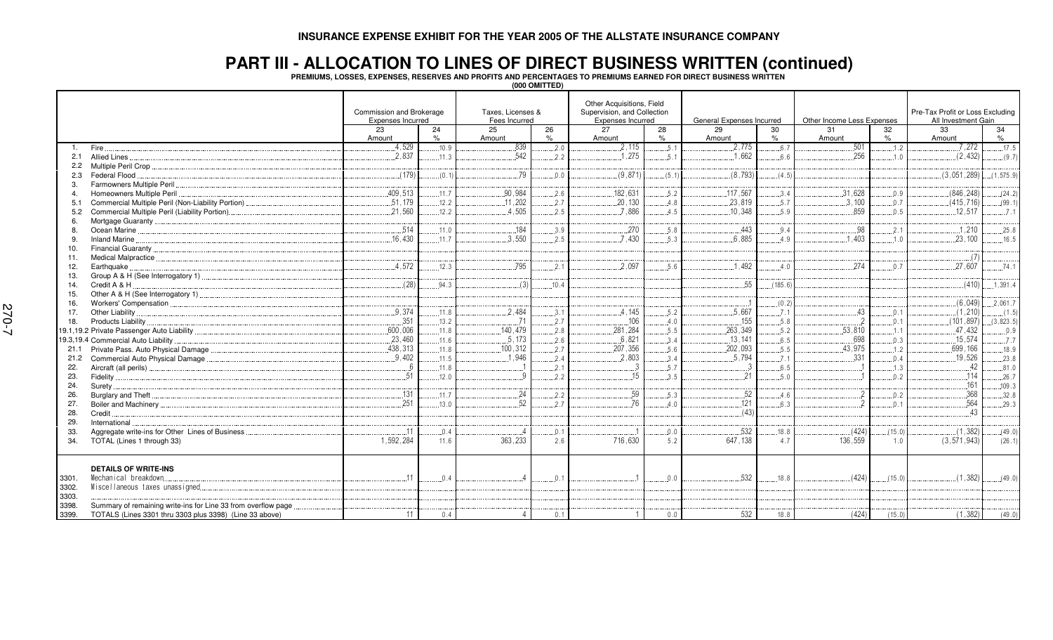**INSURANCE EXPENSE EXHIBIT FOR THE YEAR 2005 OF THE ALLSTATE INSURANCE COMPANY**

# PART III - ALLOCATION TO LINES OF DIRECT BUSINESS WRITTEN (continued)

**PREMIUMS, LOSSES, EXPENSES, RESERVES AND PROFITS AND PERCENTAGES TO PREMIUMS EARNED FOR DIRECT BUSINESS WRITTEN**

**(000 OMITTED)**

| | | Commission and Brokerage Expenses Incurred | | Taxes, Licenses & Fees Incurred | | Other Acquisitions, Field Supervision, and Collection Expenses Incurred | | General Expenses Incurred | | Other Income Less Expenses | | Pre-Tax Profit or Loss Excluding All Investment Gain | |
|---|---|---|---|---|---|---|---|---|---|---|---|---|---|
| | | 23 Amount | 24 % | 25 Amount | 26 % | 27 Amount | 28 % | 29 Amount | 30 % | 31 Amount | 32 % | 33 Amount | 34 % |
| 1. | Fire | 4,529 | 10.9 | 839 | 2.0 | 2,115 | 5.1 | 2,775 | 6.7 | 501 | 1.2 | 7,272 | 17.5 |
| 2.1 | Allied Lines | 2,837 | 11.3 | 542 | 2.2 | 1,275 | 5.1 | 1,662 | 6.6 | 256 | 1.0 | (2,432) | (9.7) |
| 2.2 | Multiple Peril Crop | | | | | | | | | | | | |
| 2.3 | Federal Flood | (179) | (0.1) | 79 | 0.0 | (9,871) | (5.1) | (8,793) | (4.5) | | | (3,051,289) | (1,575.9) |
| 3. | Farmowners Multiple Peril | | | | | | | | | | | | |
| 4. | Homeowners Multiple Peril | 409,513 | 11.7 | 90,984 | 2.6 | 182,631 | 5.2 | 117,567 | 3.4 | 31,628 | 0.9 | (846,248) | (24.2) |
| 5.1 | Commercial Multiple Peril (Non-Liability Portion) | 51,179 | 12.2 | 11,202 | 2.7 | 20,130 | 4.8 | 23,819 | 5.7 | 3,100 | 0.7 | (415,716) | (99.1) |
| 5.2 | Commercial Multiple Peril (Liability Portion) | 21,560 | 12.2 | 4,505 | 2.5 | 7,886 | 4.5 | 10,348 | 5.9 | 859 | 0.5 | 12,517 | 7.1 |
| 6. | Mortgage Guaranty | | | | | | | | | | | | |
| 8. | Ocean Marine | 514 | 11.0 | 184 | 3.9 | 270 | 5.8 | 443 | 9.4 | 98 | 2.1 | 1,210 | 25.8 |
| 9. | Inland Marine | 16,430 | 11.7 | 3,550 | 2.5 | 7,430 | 5.3 | 6,885 | 4.9 | 1,403 | 1.0 | 23,100 | 16.5 |
| 10. | Financial Guaranty | | | | | | | | | | | | |
| 11. | Medical Malpractice | | | | | | | | | | | (7) | |
| 12. | Earthquake | 4,572 | 12.3 | 795 | 2.1 | 2,097 | 5.6 | 1,492 | 4.0 | 274 | 0.7 | 27,607 | 74.1 |
| 13. | Group A & H (See Interrogatory 1) | | | | | | | | | | | | |
| 14. | Credit A & H | (28) | 94.3 | (3) | 10.4 | | | 55 | (185.6) | | | (410) | 1,391.4 |
| 15. | Other A & H (See Interrogatory 1) | | | | | | | | | | | | |
| 16. | Workers' Compensation | | | | | | | 1 | (0.2) | | | (6,049) | 2,061.7 |
| 17. | Other Liability | 9,374 | 11.8 | 2,484 | 3.1 | 4,145 | 5.2 | 5,667 | 7.1 | 43 | 0.1 | (1,210) | (1.5) |
| 18. | Products Liability | 351 | 13.2 | 71 | 2.7 | 106 | 4.0 | 155 | 5.8 | 2 | 0.1 | (101,897) | (3,823.5) |
| 19.1,19.2 | Private Passenger Auto Liability | 600,006 | 11.8 | 140,479 | 2.8 | 281,284 | 5.5 | 263,349 | 5.2 | 53,810 | 1.1 | 47,432 | 0.9 |
| 19.3,19.4 | Commercial Auto Liability | 23,460 | 11.6 | 5,173 | 2.6 | 6,821 | 3.4 | 13,141 | 6.5 | 698 | 0.3 | 15,574 | 7.7 |
| 21.1 | Private Pass. Auto Physical Damage | 438,313 | 11.8 | 100,312 | 2.7 | 207,356 | 5.6 | 202,093 | 5.5 | 43,975 | 1.2 | 699,166 | 18.9 |
| 21.2 | Commercial Auto Physical Damage | 9,402 | 11.5 | 1,946 | 2.4 | 2,803 | 3.4 | 5,794 | 7.1 | 331 | 0.4 | 19,526 | 23.8 |
| 22. | Aircraft (all perils) | 6 | 11.8 | 1 | 2.1 | 3 | 5.7 | 3 | 6.5 | 1 | 1.3 | 42 | 81.0 |
| 23. | Fidelity | 51 | 12.0 | 9 | 2.2 | 15 | 3.5 | 21 | 5.0 | 1 | 0.2 | 114 | 26.7 |
| 24. | Surety | | | | | | | | | | | 161 | 109.3 |
| 26. | Burglary and Theft | 131 | 11.7 | 24 | 2.2 | 59 | 5.3 | 52 | 4.6 | 2 | 0.2 | 368 | 32.8 |
| 27. | Boiler and Machinery | 251 | 13.0 | 52 | 2.7 | 76 | 4.0 | 121 | 6.3 | 2 | 0.1 | 564 | 29.3 |
| 28. | Credit | | | | | | | (43) | | | | 43 | |
| 29. | International | | | | | | | | | | | | |
| 33. | Aggregate write-ins for Other Lines of Business | 11 | 0.4 | 4 | 0.1 | 1 | 0.0 | 532 | 18.8 | (424) | (15.0) | (1,382) | (49.0) |
| 34. | TOTAL (Lines 1 through 33) | 1,592,284 | 11.6 | 363,233 | 2.6 | 716,630 | 5.2 | 647,138 | 4.7 | 136,559 | 1.0 | (3,571,943) | (26.1) |
| | **DETAILS OF WRITE-INS** | | | | | | | | | | | | |
| 3301. | Mechanical breakdown | 11 | 0.4 | 4 | 0.1 | 1 | 0.0 | 532 | 18.8 | (424) | (15.0) | (1,382) | (49.0) |
| 3302. | Miscellaneous taxes unassigned | | | | | | | | | | | | |
| 3303. | | | | | | | | | | | | | |
| 3398. | Summary of remaining write-ins for Line 33 from overflow page | | | | | | | | | | | | |
| 3399. | TOTALS (Lines 3301 thru 3303 plus 3398) (Line 33 above) | 11 | 0.4 | 4 | 0.1 | 1 | 0.0 | 532 | 18.8 | (424) | (15.0) | (1,382) | (49.0) |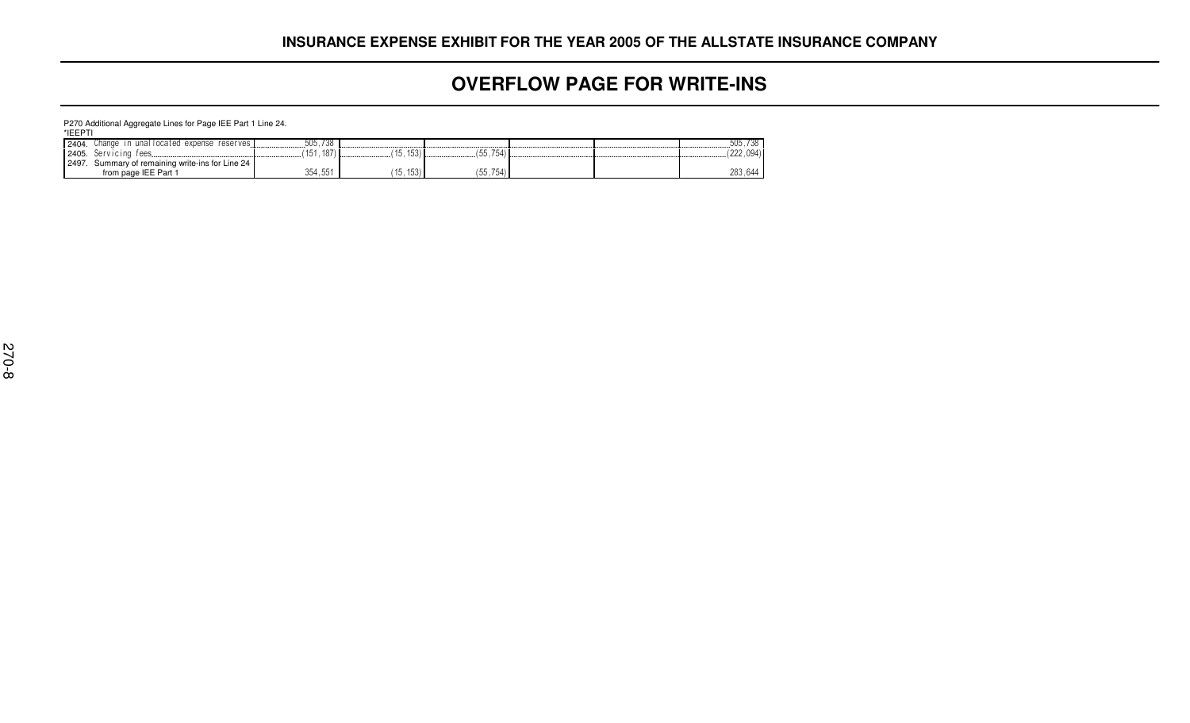## INSURANCE EXPENSE EXHIBIT FOR THE YEAR 2005 OF THE ALLSTATE INSURANCE COMPANY

# OVERFLOW PAGE FOR WRITE-INS

P270 Additional Aggregate Lines for Page IEE Part 1 Line 24.
*IEEPTI

| | | | | | | |
|---|---|---|---|---|---|---|
| 2404. Change in unallocated expense reserves | 505,738 | | | | | 505,738 |
| 2405. Servicing fees | (151,187) | (15,153) | (55,754) | | | (222,094) |
| 2497. Summary of remaining write-ins for Line 24 from page IEE Part 1 | 354,551 | (15,153) | (55,754) | | | 283,644 |